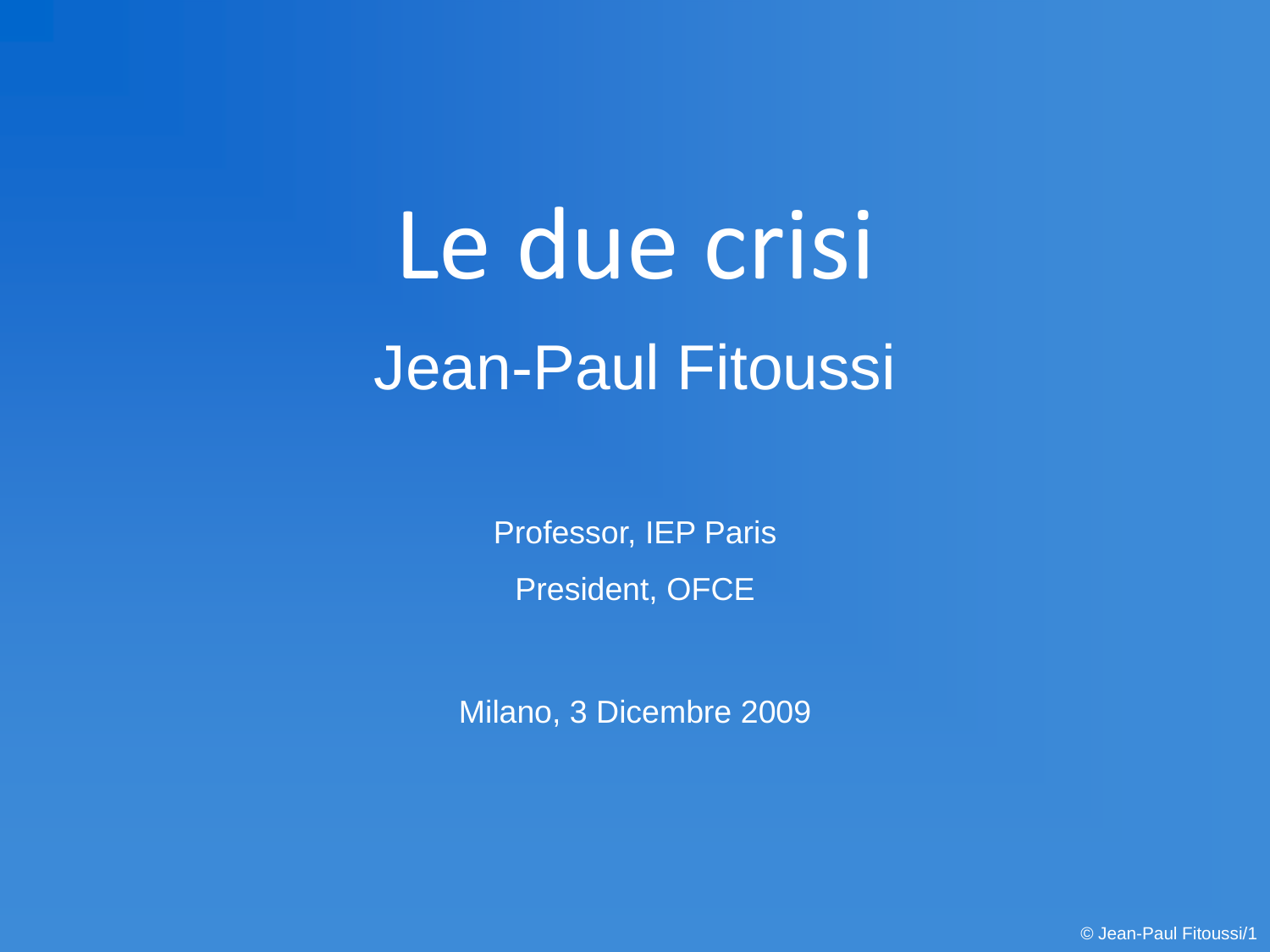# Le due crisi

## Jean-Paul Fitoussi

Professor, IEP Paris

President, OFCE

Milano, 3 Dicembre 2009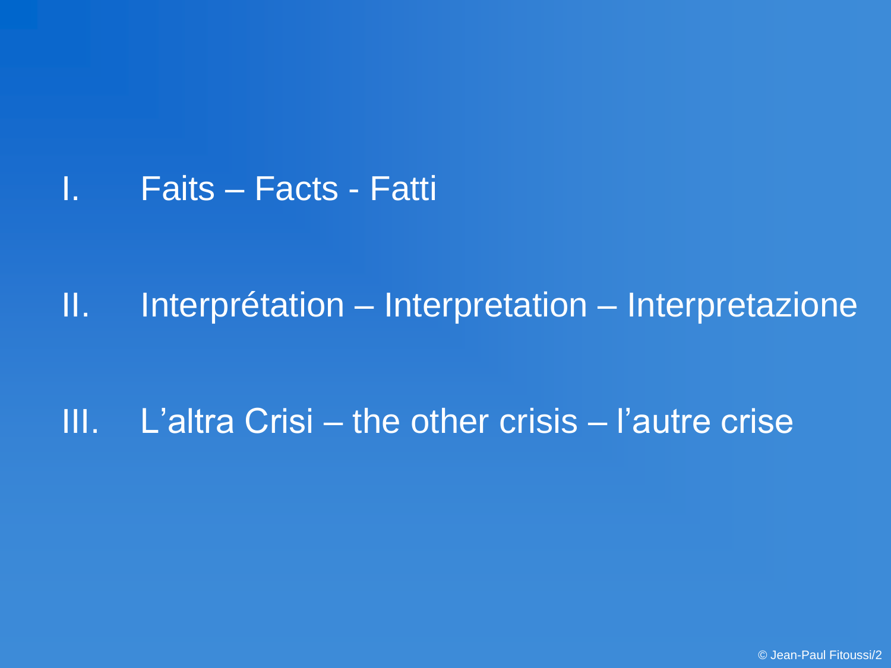I. Faits – Facts - Fatti

II. Interprétation – Interpretation – Interpretazione

III. L’altra Crisi – the other crisis – l’autre crise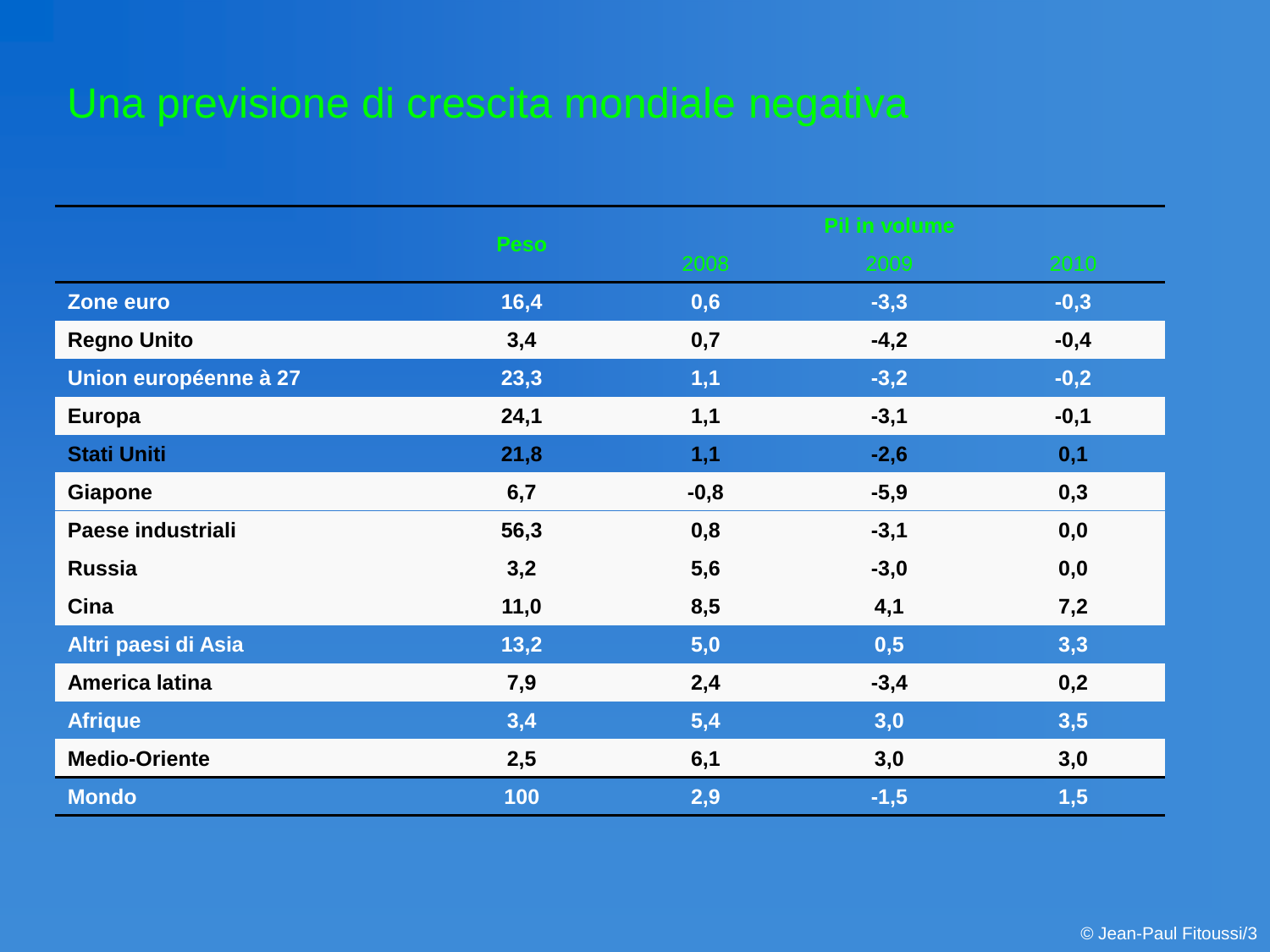# Una previsione di crescita mondiale negativa

| | Peso | Pil in volume | | |
|---|---|---|---|---|
| | | 2008 | 2009 | 2010 |
| Zone euro | 16,4 | 0,6 | -3,3 | -0,3 |
| Regno Unito | 3,4 | 0,7 | -4,2 | -0,4 |
| Union européenne à 27 | 23,3 | 1,1 | -3,2 | -0,2 |
| Europa | 24,1 | 1,1 | -3,1 | -0,1 |
| Stati Uniti | 21,8 | 1,1 | -2,6 | 0,1 |
| Giapone | 6,7 | -0,8 | -5,9 | 0,3 |
| Paese industriali | 56,3 | 0,8 | -3,1 | 0,0 |
| Russia | 3,2 | 5,6 | -3,0 | 0,0 |
| Cina | 11,0 | 8,5 | 4,1 | 7,2 |
| Altri paesi di Asia | 13,2 | 5,0 | 0,5 | 3,3 |
| America latina | 7,9 | 2,4 | -3,4 | 0,2 |
| Afrique | 3,4 | 5,4 | 3,0 | 3,5 |
| Medio-Oriente | 2,5 | 6,1 | 3,0 | 3,0 |
| Mondo | 100 | 2,9 | -1,5 | 1,5 |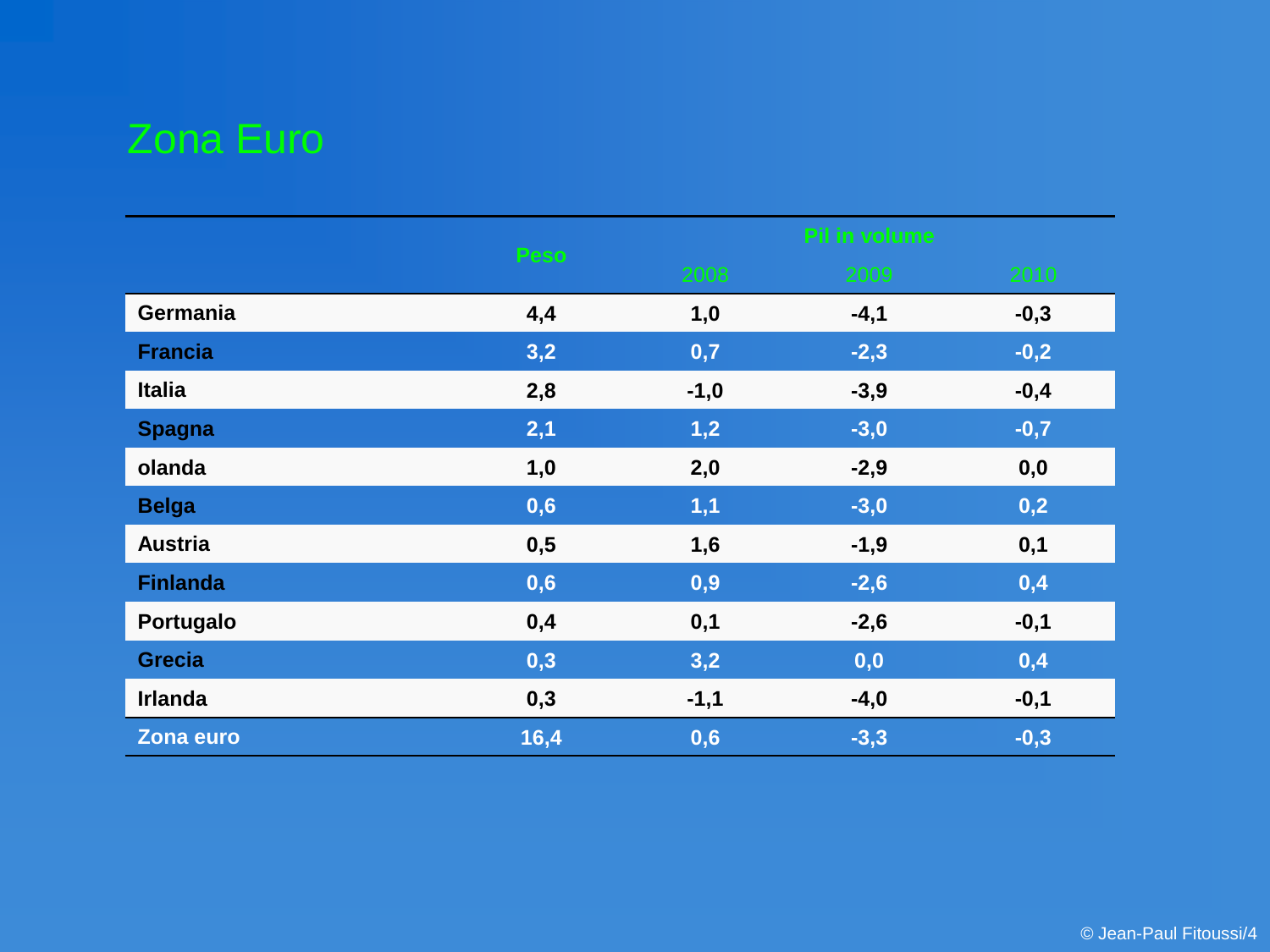# Zona Euro

| | Peso | Pil in volume | | |
|---|---|---|---|---|
| | | 2008 | 2009 | 2010 |
| **Germania** | **4,4** | **1,0** | **-4,1** | **-0,3** |
| **Francia** | **3,2** | **0,7** | **-2,3** | **-0,2** |
| **Italia** | **2,8** | **-1,0** | **-3,9** | **-0,4** |
| **Spagna** | **2,1** | **1,2** | **-3,0** | **-0,7** |
| **olanda** | **1,0** | **2,0** | **-2,9** | **0,0** |
| **Belga** | **0,6** | **1,1** | **-3,0** | **0,2** |
| **Austria** | **0,5** | **1,6** | **-1,9** | **0,1** |
| **Finlanda** | **0,6** | **0,9** | **-2,6** | **0,4** |
| **Portugalo** | **0,4** | **0,1** | **-2,6** | **-0,1** |
| **Grecia** | **0,3** | **3,2** | **0,0** | **0,4** |
| **Irlanda** | **0,3** | **-1,1** | **-4,0** | **-0,1** |
| **Zona euro** | **16,4** | **0,6** | **-3,3** | **-0,3** |

© Jean-Paul Fitoussi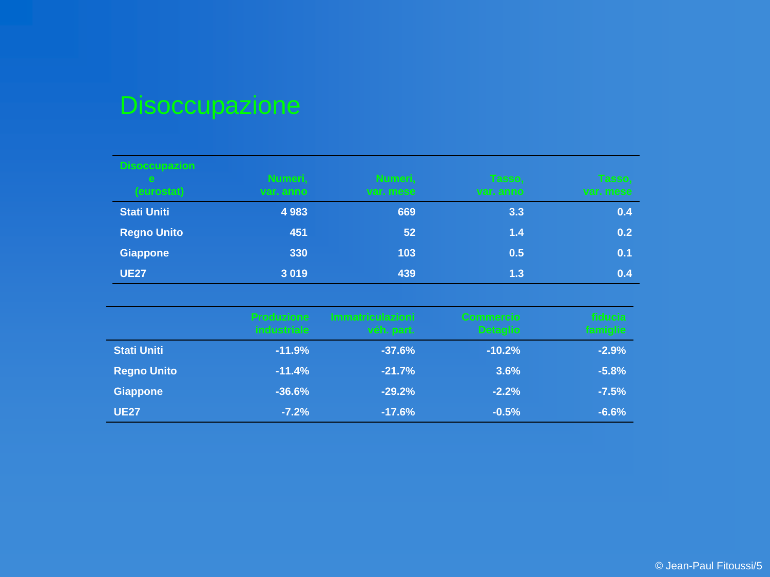# Disoccupazione

| Disoccupazione (eurostat) | Numeri, var. anno | Numeri, var. mese | Tasso, var. anno | Tasso, var. mese |
|---|---|---|---|---|
| Stati Uniti | 4 983 | 669 | 3.3 | 0.4 |
| Regno Unito | 451 | 52 | 1.4 | 0.2 |
| Giappone | 330 | 103 | 0.5 | 0.1 |
| UE27 | 3 019 | 439 | 1.3 | 0.4 |

| | Produzione industriale | Immatricolazioni véh. part. | Commercio Detaglio | fiducia famiglie |
|---|---|---|---|---|
| Stati Uniti | -11.9% | -37.6% | -10.2% | -2.9% |
| Regno Unito | -11.4% | -21.7% | 3.6% | -5.8% |
| Giappone | -36.6% | -29.2% | -2.2% | -7.5% |
| UE27 | -7.2% | -17.6% | -0.5% | -6.6% |

© Jean-Paul Fitoussi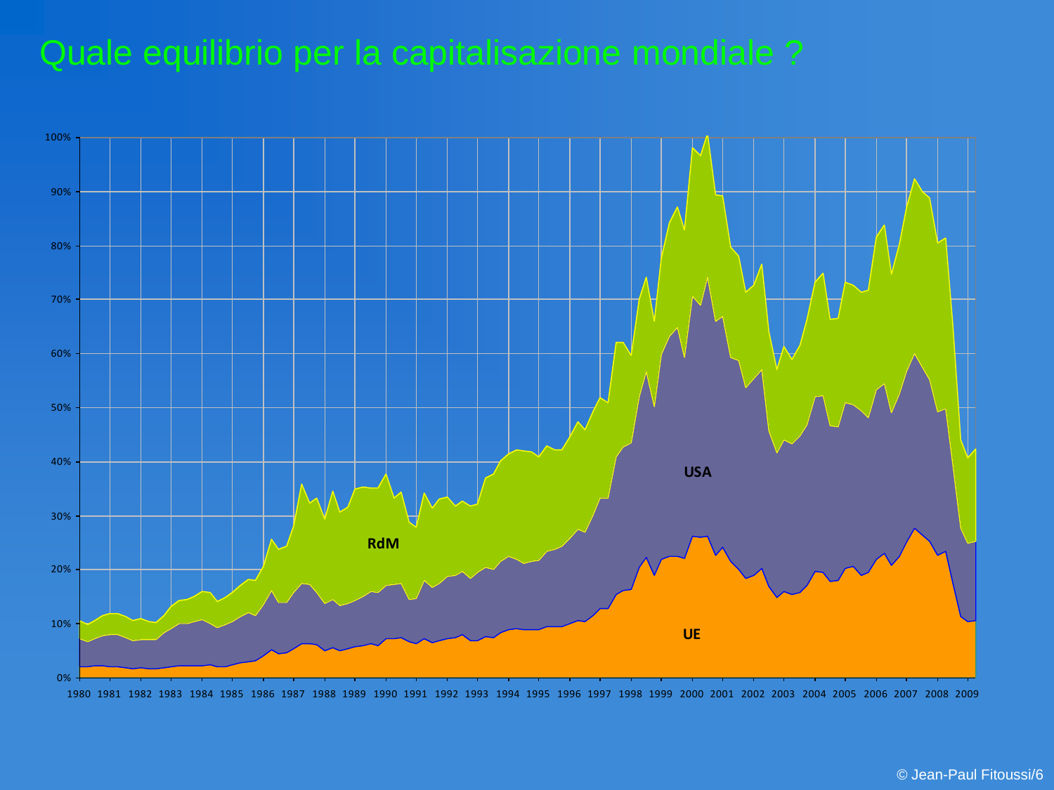# Quale equilibrio per la capitalisazione mondiale ?

RdM

USA

UE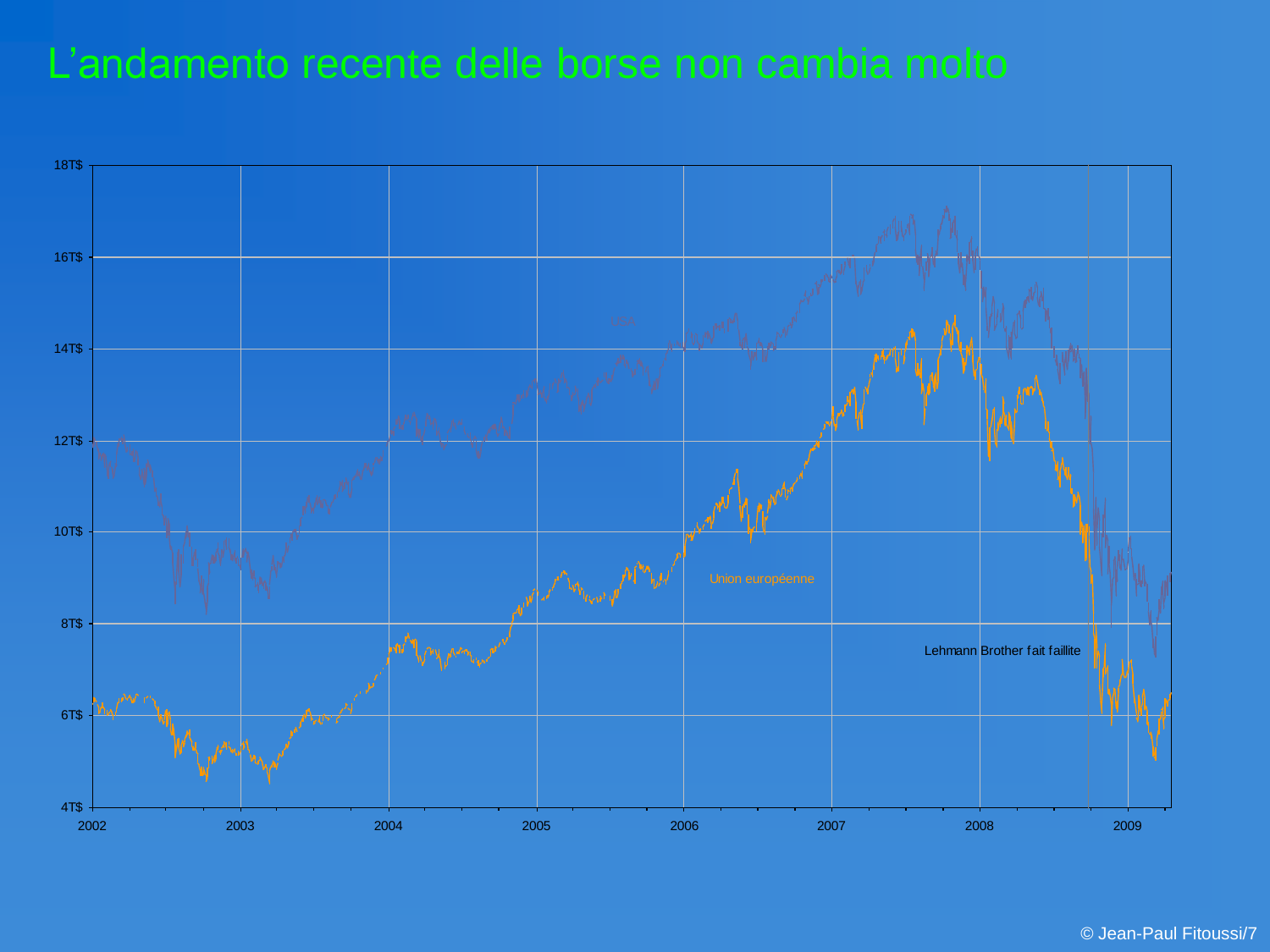# L'andamento recente delle borse non cambia molto

18T$
16T$
14T$
12T$
10T$
8T$
6T$
4T$

2002 2003 2004 2005 2006 2007 2008 2009

USA

Union européenne

Lehmann Brother fait faillite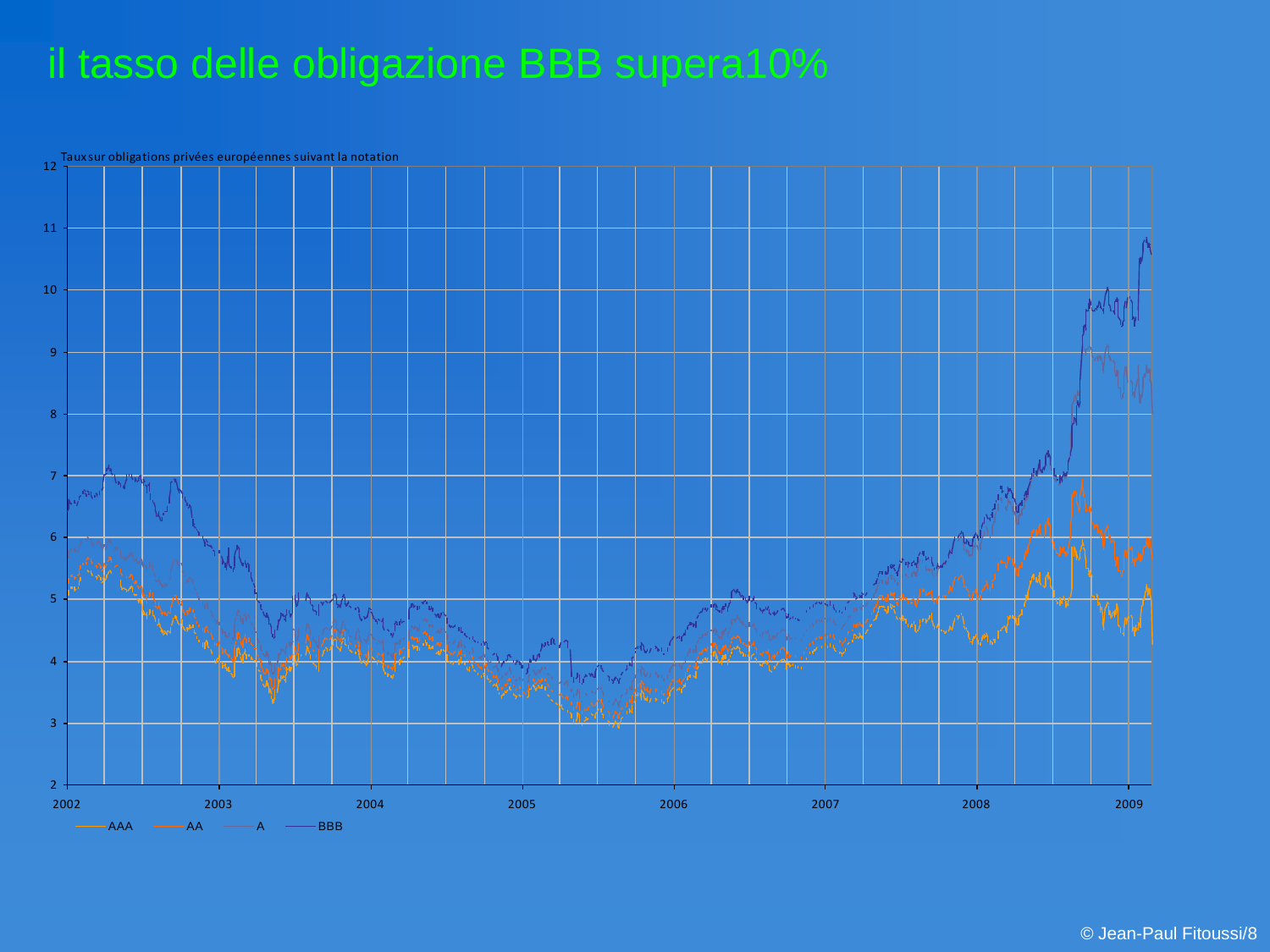# il tasso delle obligazione BBB supera10%

Tauxsur obligations privées européennes suivant la notation

AAA — AA — A — BBB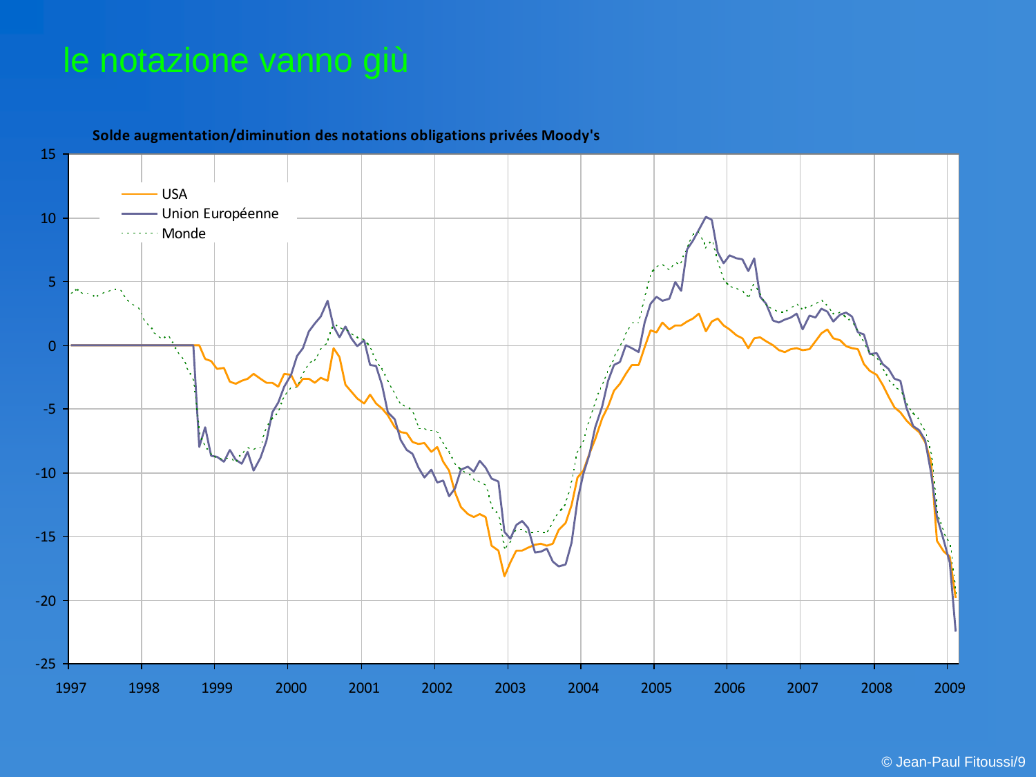# le notazione vanno giù

**Solde augmentation/diminution des notations obligations privées Moody's**

- USA
- Union Européenne
- Monde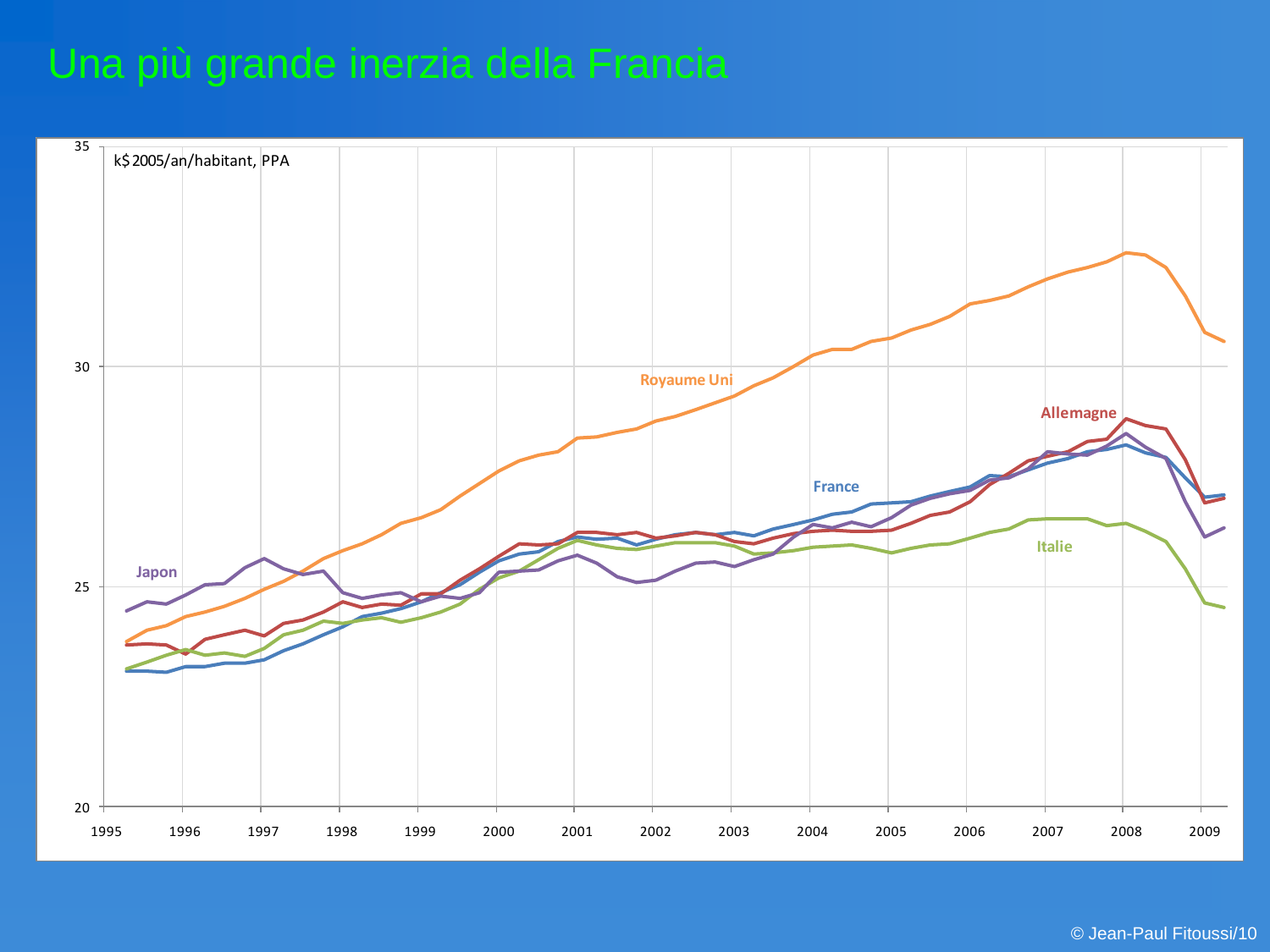# Una più grande inerzia della Francia

k$2005/an/habitant, PPA

Royaume Uni

Allemagne

France

Italie

Japon

35

30

25

20

1995 1996 1997 1998 1999 2000 2001 2002 2003 2004 2005 2006 2007 2008 2009

© Jean-Paul Fitoussi/10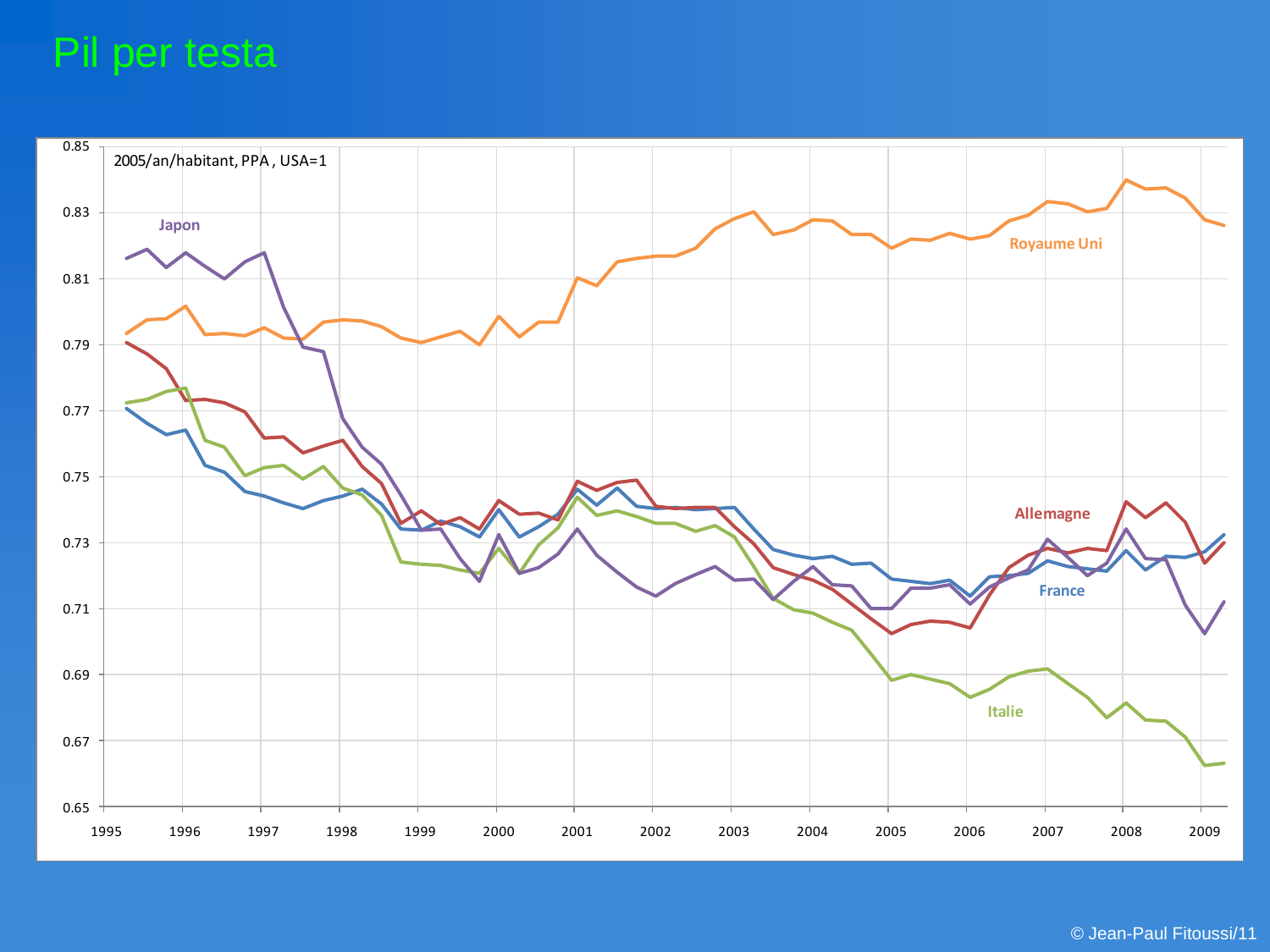# Pil per testa

2005/an/habitant, PPA , USA=1

Japon

Royaume Uni

Allemagne

France

Italie

© Jean-Paul Fitoussi/11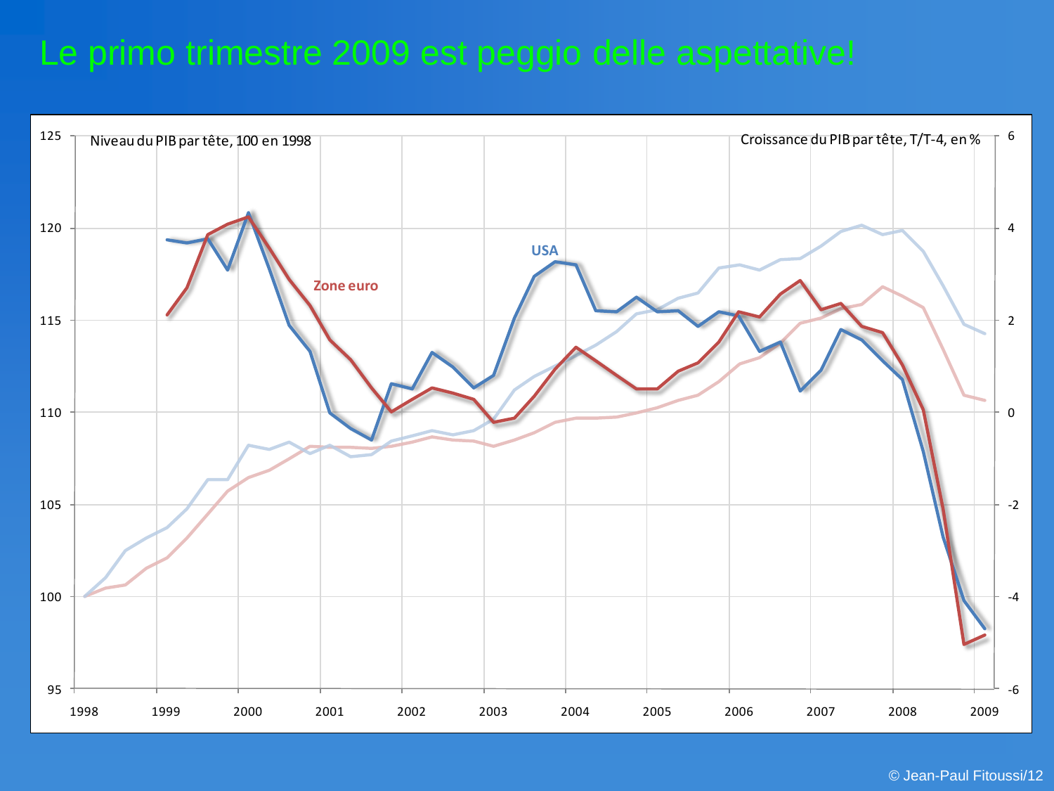# Le primo trimestre 2009 est peggio delle aspettative!

Niveau du PIB par tête, 100 en 1998

Croissance du PIB par tête, T/T-4, en %

USA

Zone euro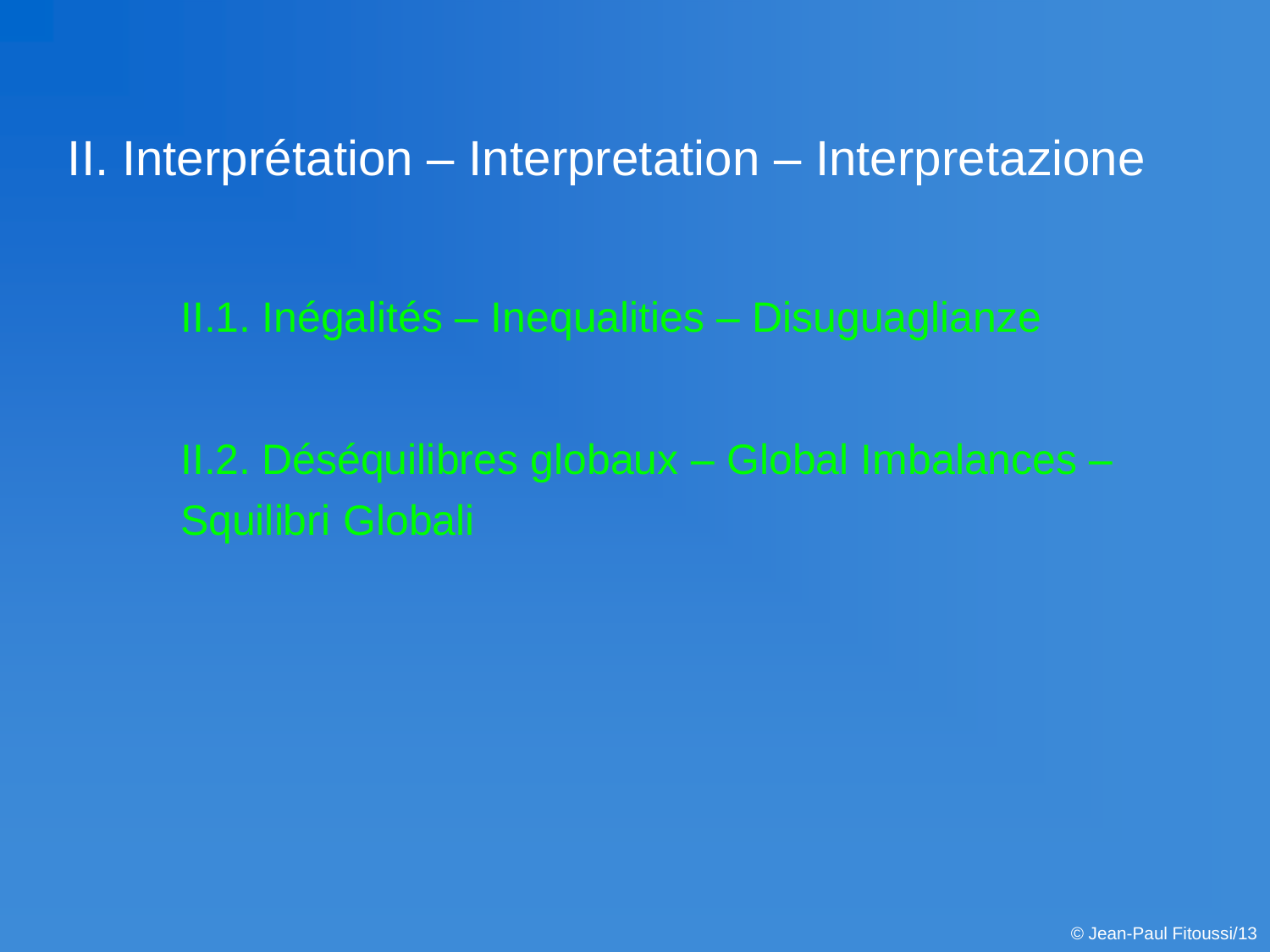# II. Interprétation – Interpretation – Interpretazione

## II.1. Inégalités – Inequalities – Disuguaglianze

## II.2. Déséquilibres globaux – Global Imbalances – Squilibri Globali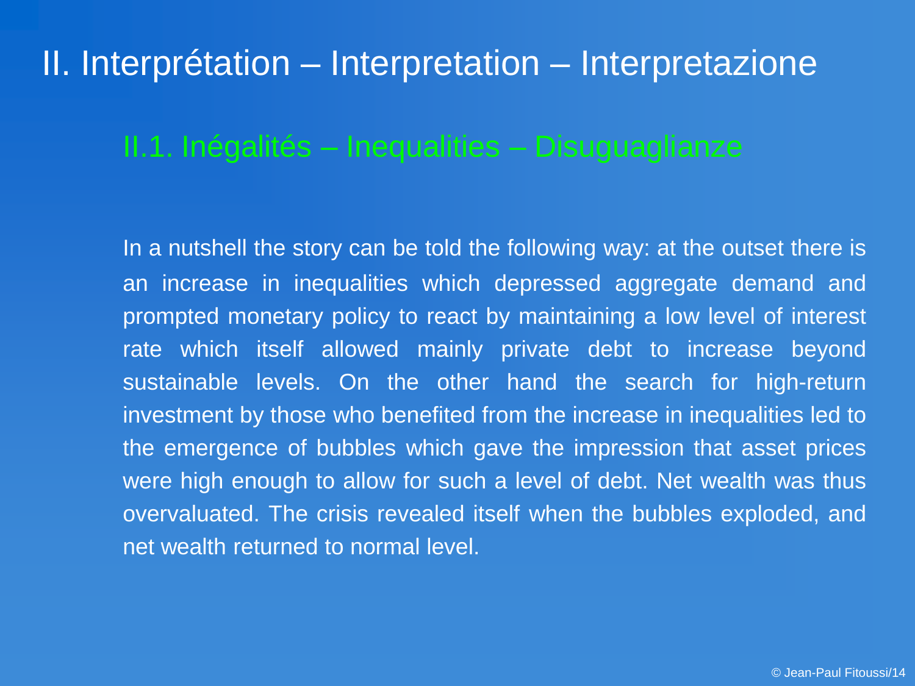# II. Interprétation – Interpretation – Interpretazione

## II.1. Inégalités – Inequalities – Disuguaglianze

In a nutshell the story can be told the following way: at the outset there is an increase in inequalities which depressed aggregate demand and prompted monetary policy to react by maintaining a low level of interest rate which itself allowed mainly private debt to increase beyond sustainable levels. On the other hand the search for high-return investment by those who benefited from the increase in inequalities led to the emergence of bubbles which gave the impression that asset prices were high enough to allow for such a level of debt. Net wealth was thus overvaluated. The crisis revealed itself when the bubbles exploded, and net wealth returned to normal level.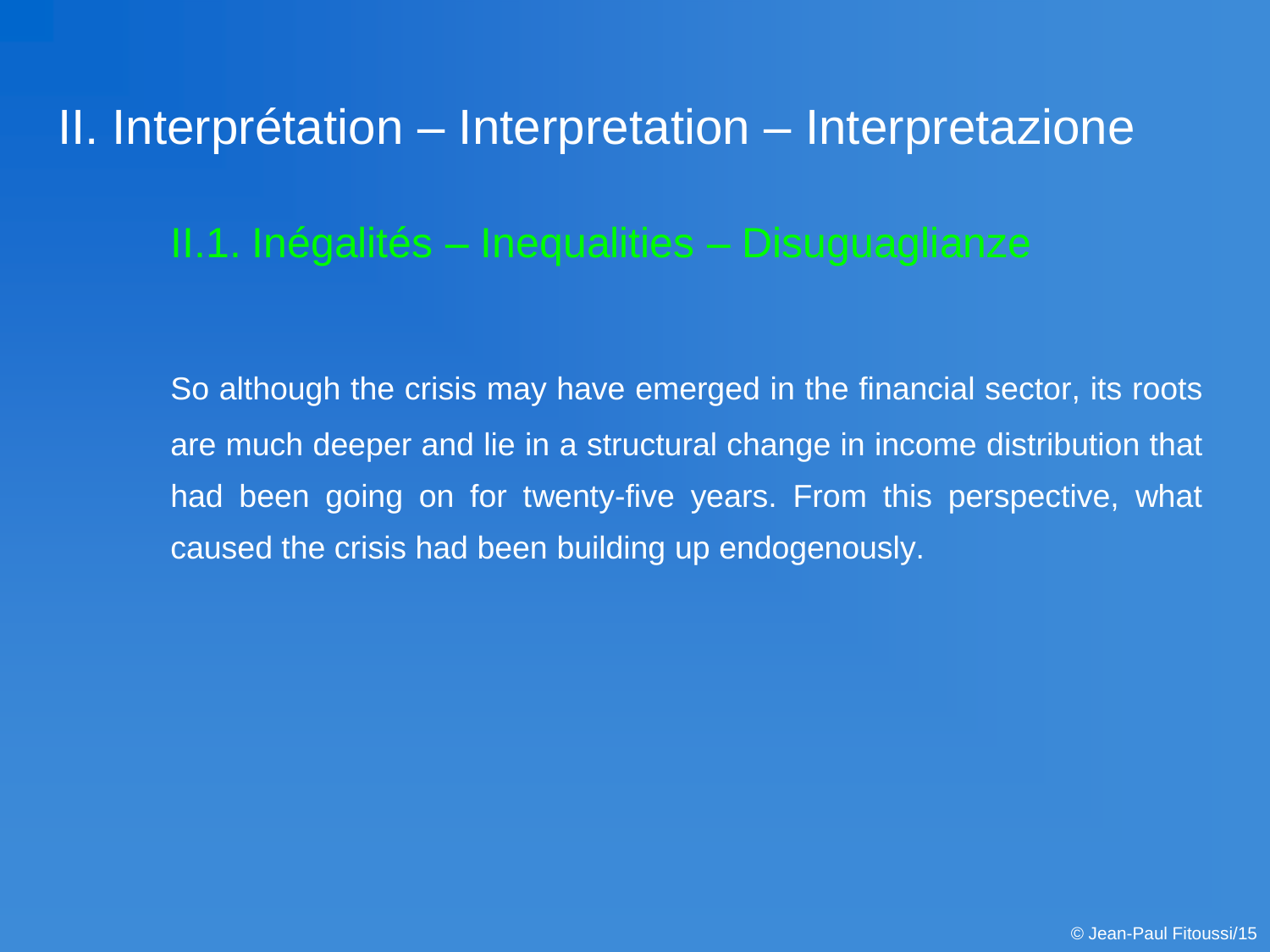# II. Interprétation – Interpretation – Interpretazione

## II.1. Inégalités – Inequalities – Disuguaglianze

So although the crisis may have emerged in the financial sector, its roots are much deeper and lie in a structural change in income distribution that had been going on for twenty-five years. From this perspective, what caused the crisis had been building up endogenously.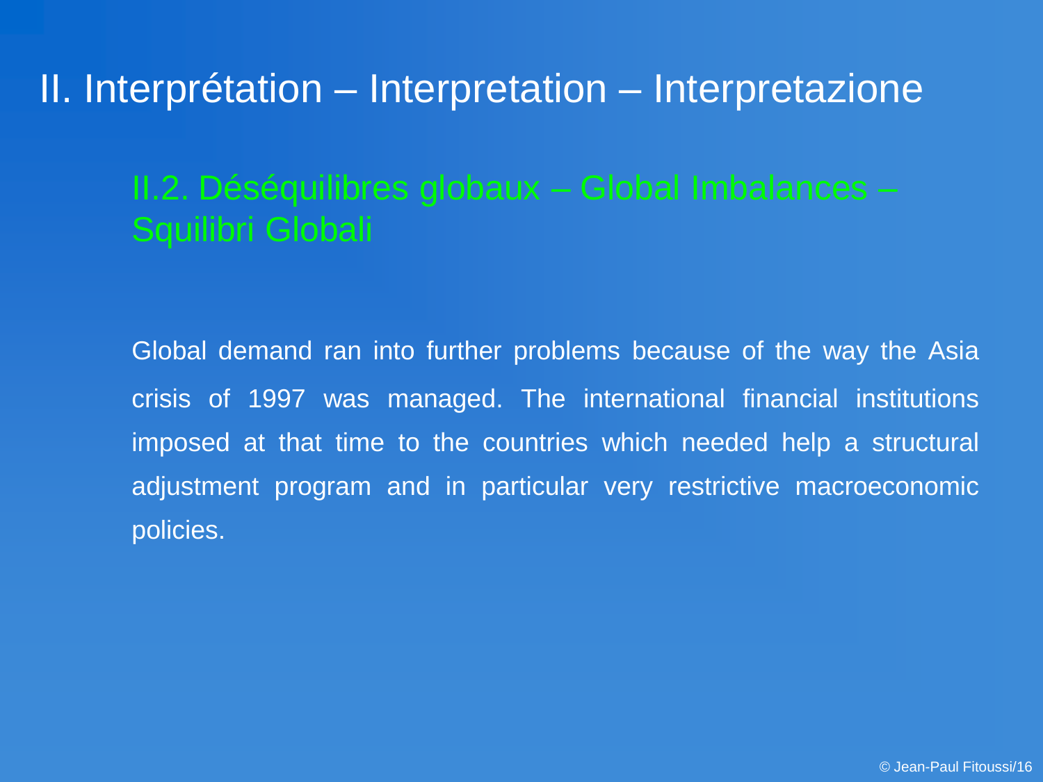# II. Interprétation – Interpretation – Interpretazione

## II.2. Déséquilibres globaux – Global Imbalances – Squilibri Globali

Global demand ran into further problems because of the way the Asia crisis of 1997 was managed. The international financial institutions imposed at that time to the countries which needed help a structural adjustment program and in particular very restrictive macroeconomic policies.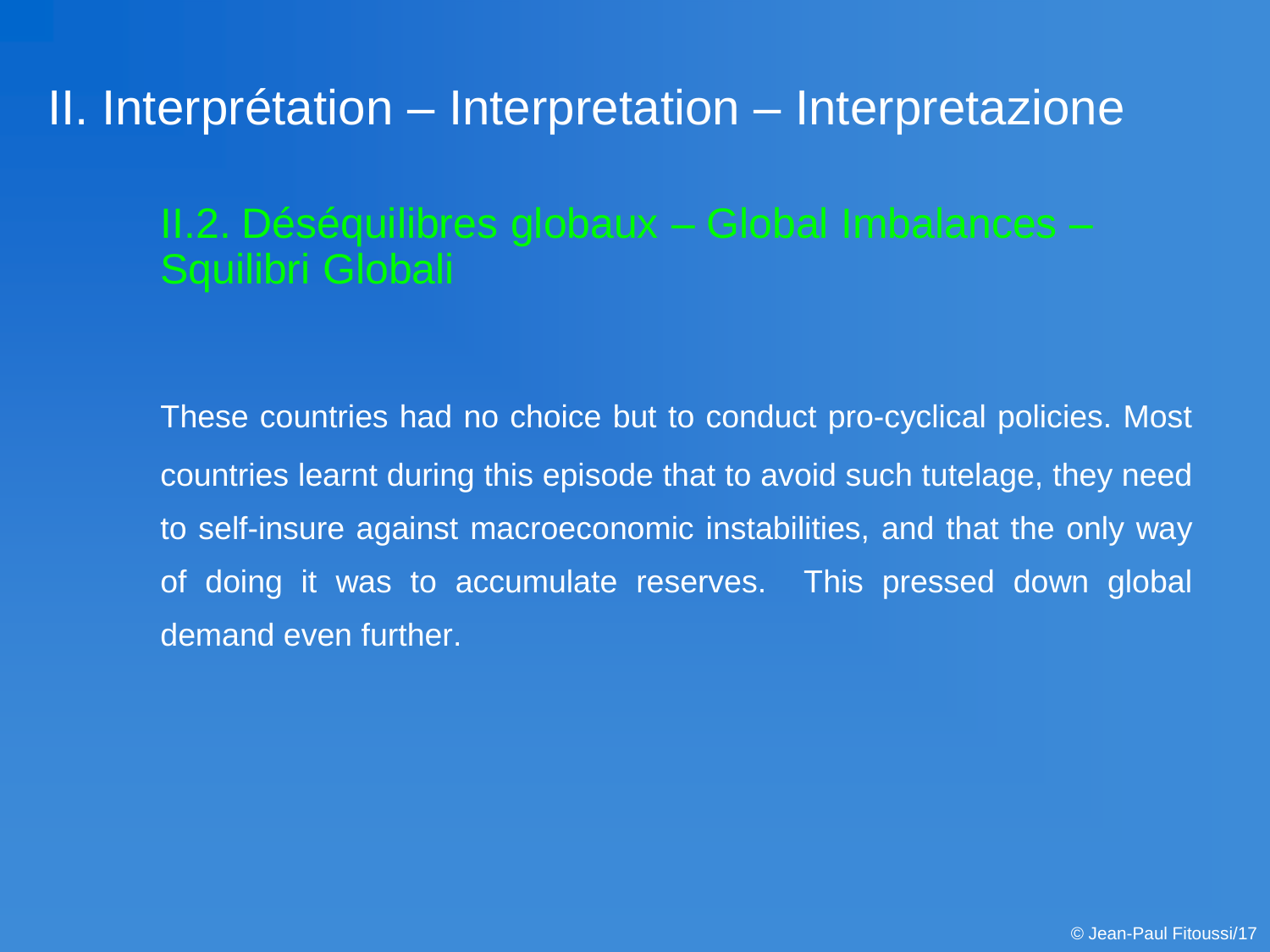# II. Interprétation – Interpretation – Interpretazione

## II.2. Déséquilibres globaux – Global Imbalances – Squilibri Globali

These countries had no choice but to conduct pro-cyclical policies. Most countries learnt during this episode that to avoid such tutelage, they need to self-insure against macroeconomic instabilities, and that the only way of doing it was to accumulate reserves.  This pressed down global demand even further.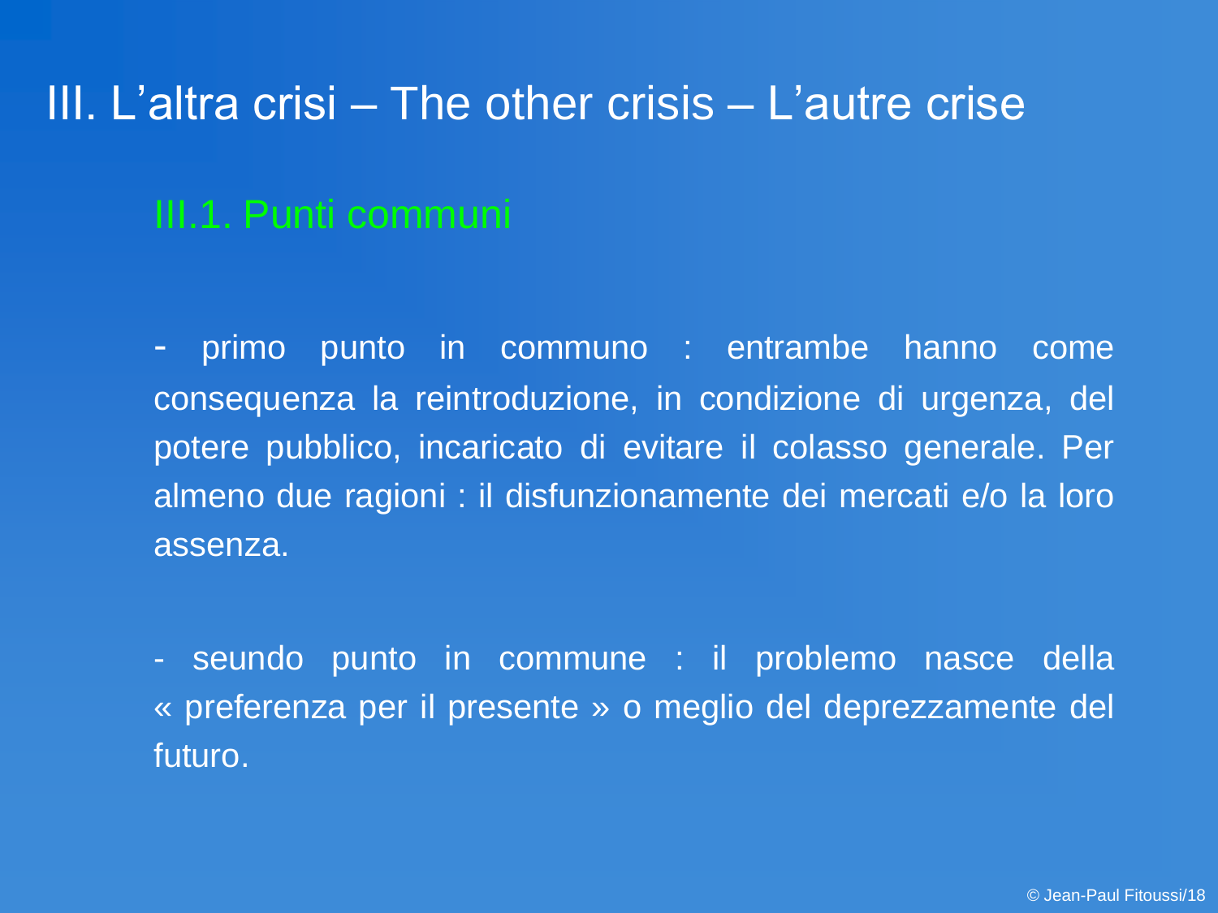# III. L'altra crisi – The other crisis – L'autre crise

## III.1. Punti communi

- primo punto in communo : entrambe hanno come consequenza la reintroduzione, in condizione di urgenza, del potere pubblico, incaricato di evitare il colasso generale. Per almeno due ragioni : il disfunzionamente dei mercati e/o la loro assenza.

- seundo punto in commune : il problemo nasce della « preferenza per il presente » o meglio del deprezzamente del futuro.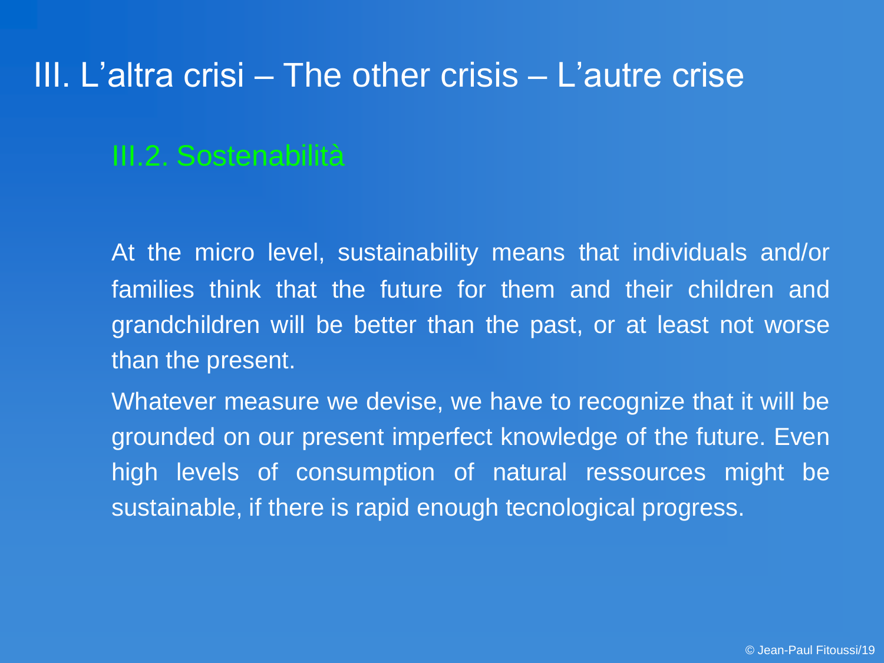# III. L'altra crisi – The other crisis – L'autre crise

## III.2. Sostenabilità

At the micro level, sustainability means that individuals and/or families think that the future for them and their children and grandchildren will be better than the past, or at least not worse than the present.

Whatever measure we devise, we have to recognize that it will be grounded on our present imperfect knowledge of the future. Even high levels of consumption of natural ressources might be sustainable, if there is rapid enough tecnological progress.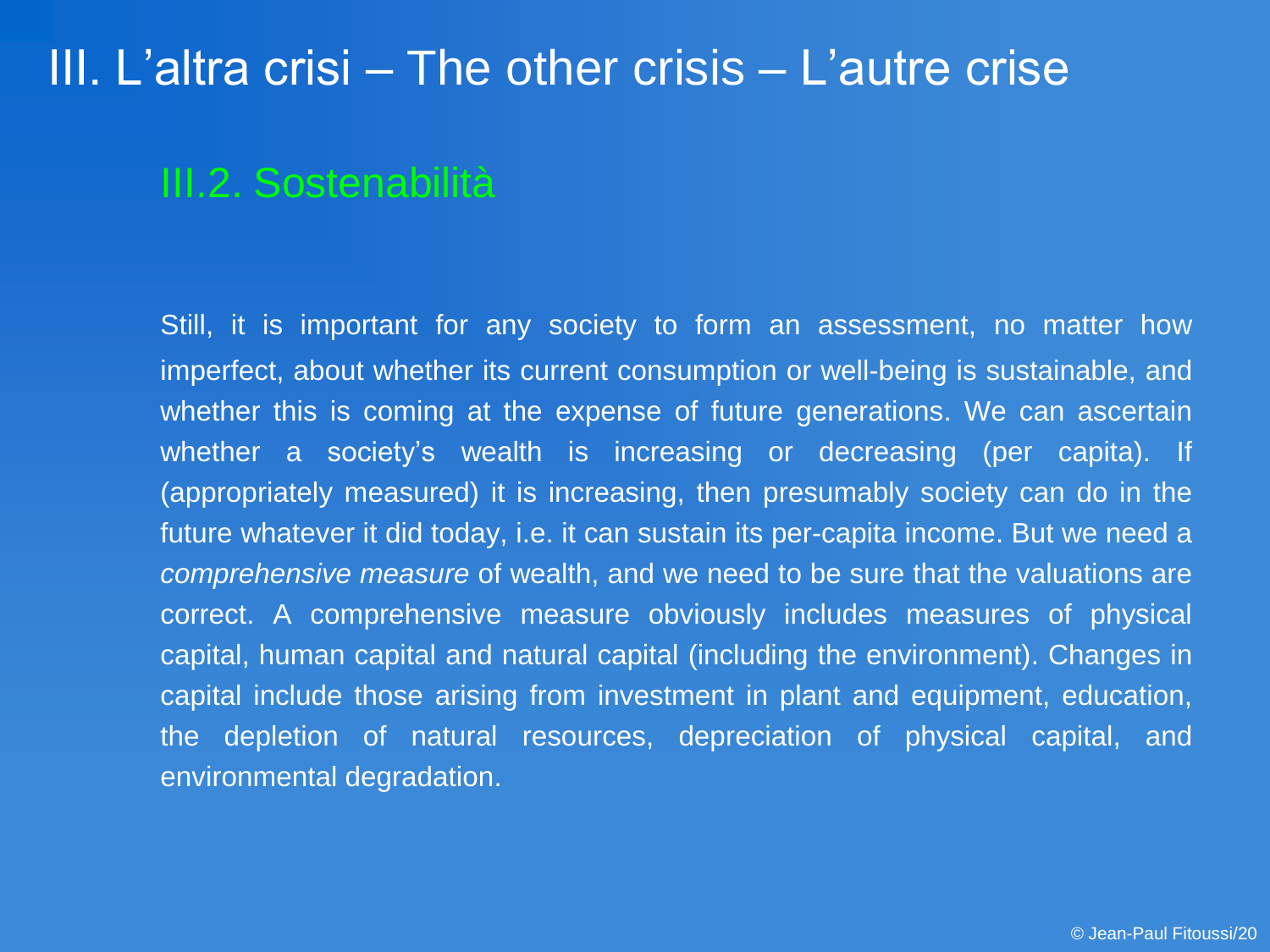# III. L'altra crisi – The other crisis – L'autre crise

## III.2. Sostenabilità

Still, it is important for any society to form an assessment, no matter how imperfect, about whether its current consumption or well-being is sustainable, and whether this is coming at the expense of future generations. We can ascertain whether a society's wealth is increasing or decreasing (per capita). If (appropriately measured) it is increasing, then presumably society can do in the future whatever it did today, i.e. it can sustain its per-capita income. But we need a *comprehensive measure* of wealth, and we need to be sure that the valuations are correct. A comprehensive measure obviously includes measures of physical capital, human capital and natural capital (including the environment). Changes in capital include those arising from investment in plant and equipment, education, the depletion of natural resources, depreciation of physical capital, and environmental degradation.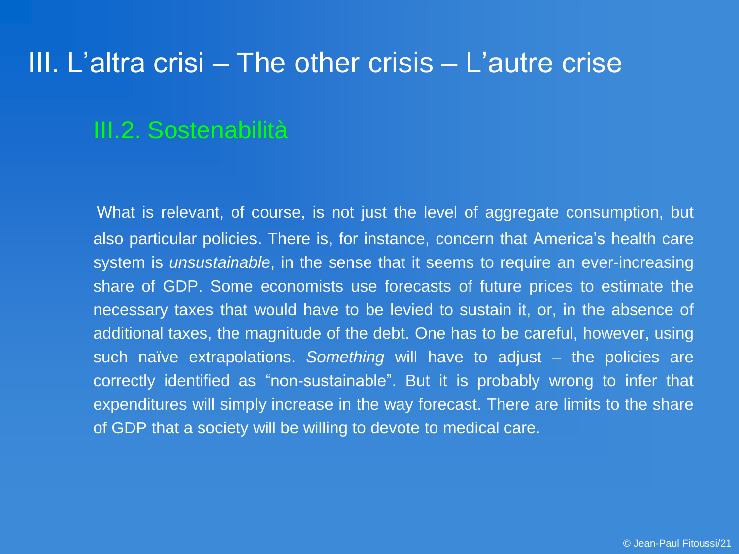# III. L'altra crisi – The other crisis – L'autre crise

## III.2. Sostenabilità

What is relevant, of course, is not just the level of aggregate consumption, but also particular policies. There is, for instance, concern that America's health care system is *unsustainable*, in the sense that it seems to require an ever-increasing share of GDP. Some economists use forecasts of future prices to estimate the necessary taxes that would have to be levied to sustain it, or, in the absence of additional taxes, the magnitude of the debt. One has to be careful, however, using such naïve extrapolations. *Something* will have to adjust – the policies are correctly identified as "non-sustainable". But it is probably wrong to infer that expenditures will simply increase in the way forecast. There are limits to the share of GDP that a society will be willing to devote to medical care.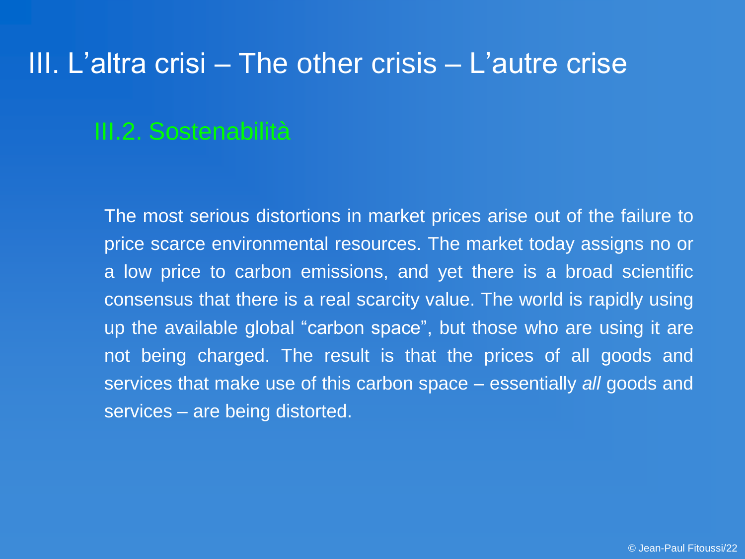# III. L’altra crisi – The other crisis – L’autre crise

## III.2. Sostenabilità

The most serious distortions in market prices arise out of the failure to price scarce environmental resources. The market today assigns no or a low price to carbon emissions, and yet there is a broad scientific consensus that there is a real scarcity value. The world is rapidly using up the available global “carbon space”, but those who are using it are not being charged. The result is that the prices of all goods and services that make use of this carbon space – essentially *all* goods and services – are being distorted.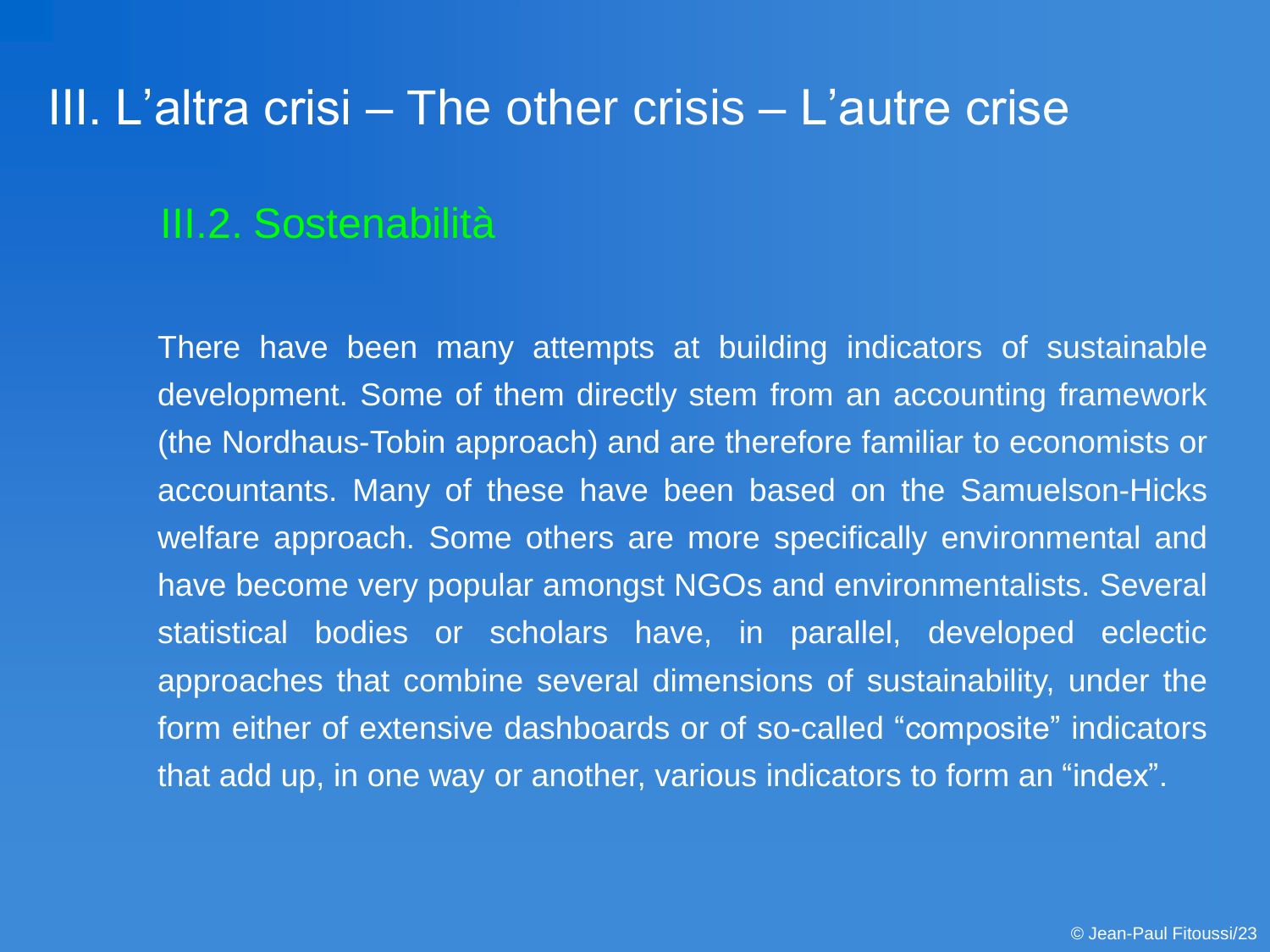# III. L'altra crisi – The other crisis – L'autre crise

## III.2. Sostenabilità

There have been many attempts at building indicators of sustainable development. Some of them directly stem from an accounting framework (the Nordhaus-Tobin approach) and are therefore familiar to economists or accountants. Many of these have been based on the Samuelson-Hicks welfare approach. Some others are more specifically environmental and have become very popular amongst NGOs and environmentalists. Several statistical bodies or scholars have, in parallel, developed eclectic approaches that combine several dimensions of sustainability, under the form either of extensive dashboards or of so-called "composite" indicators that add up, in one way or another, various indicators to form an "index".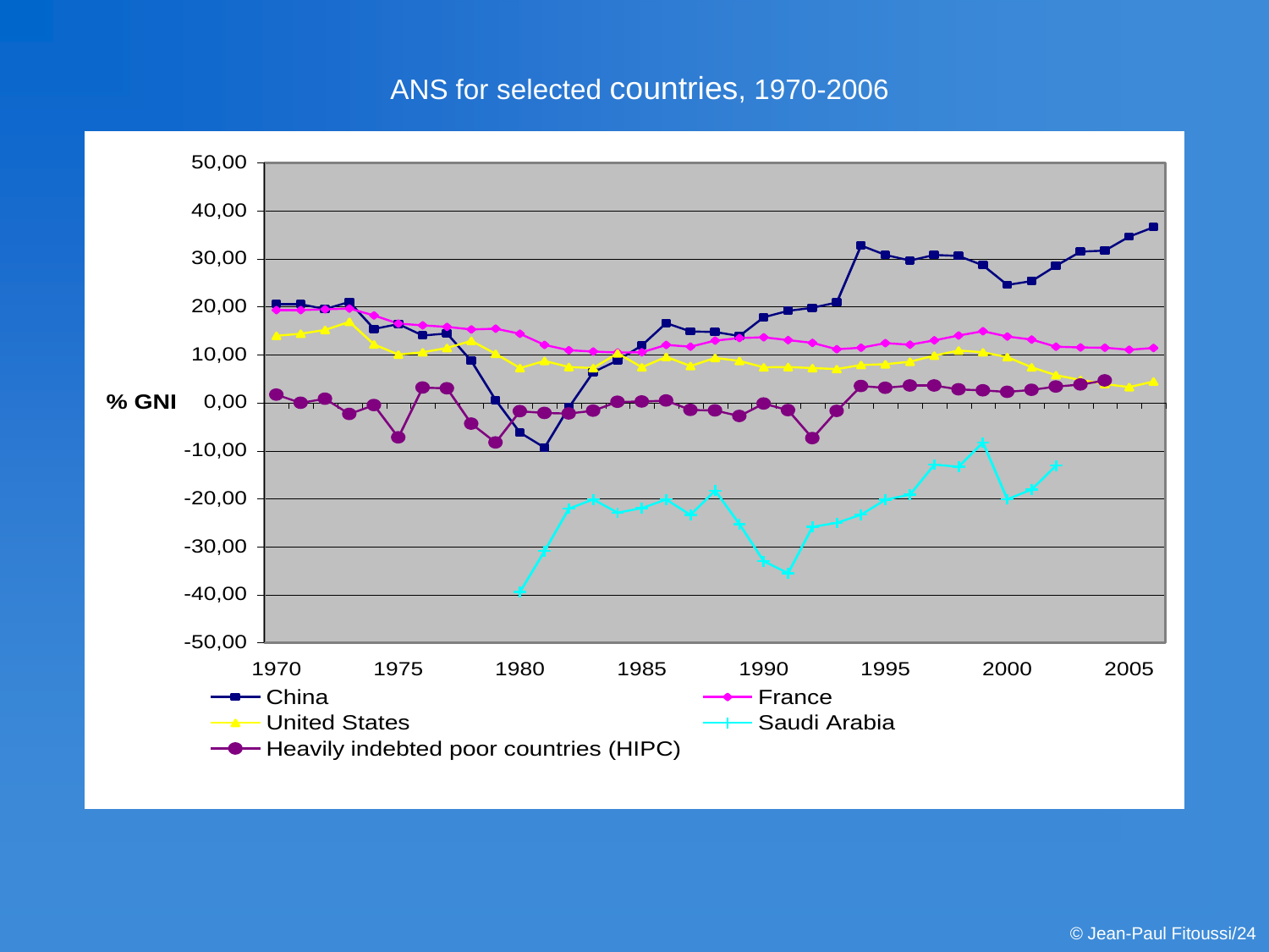# ANS for selected countries, 1970-2006

% GNI

50,00
40,00
30,00
20,00
10,00
0,00
-10,00
-20,00
-30,00
-40,00
-50,00

1970 1975 1980 1985 1990 1995 2000 2005

China
France
United States
Saudi Arabia
Heavily indebted poor countries (HIPC)

© Jean-Paul Fitoussi/24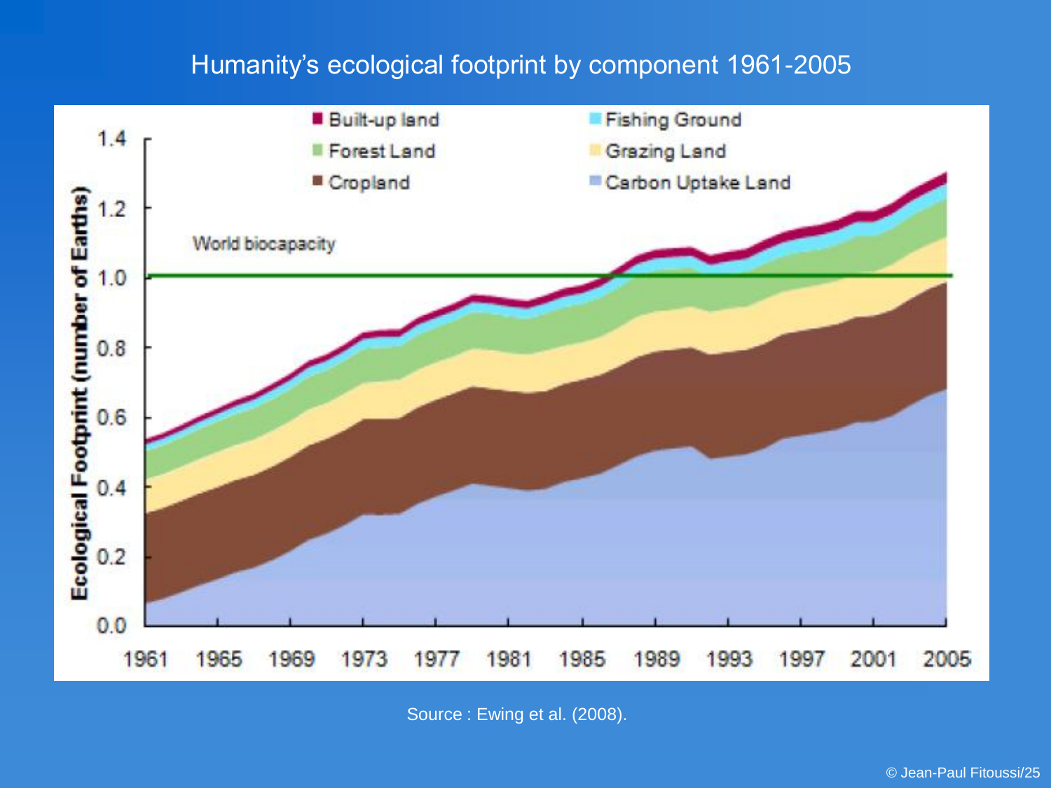# Humanity's ecological footprint by component 1961-2005

Source : Ewing et al. (2008).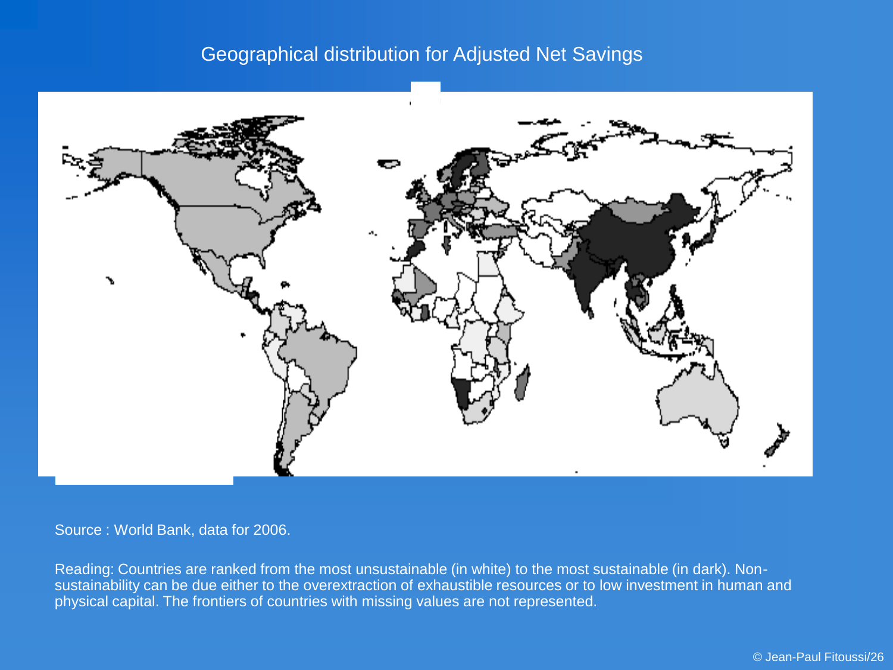## Geographical distribution for Adjusted Net Savings

Source : World Bank, data for 2006.

Reading: Countries are ranked from the most unsustainable (in white) to the most sustainable (in dark). Non-sustainability can be due either to the overextraction of exhaustible resources or to low investment in human and physical capital. The frontiers of countries with missing values are not represented.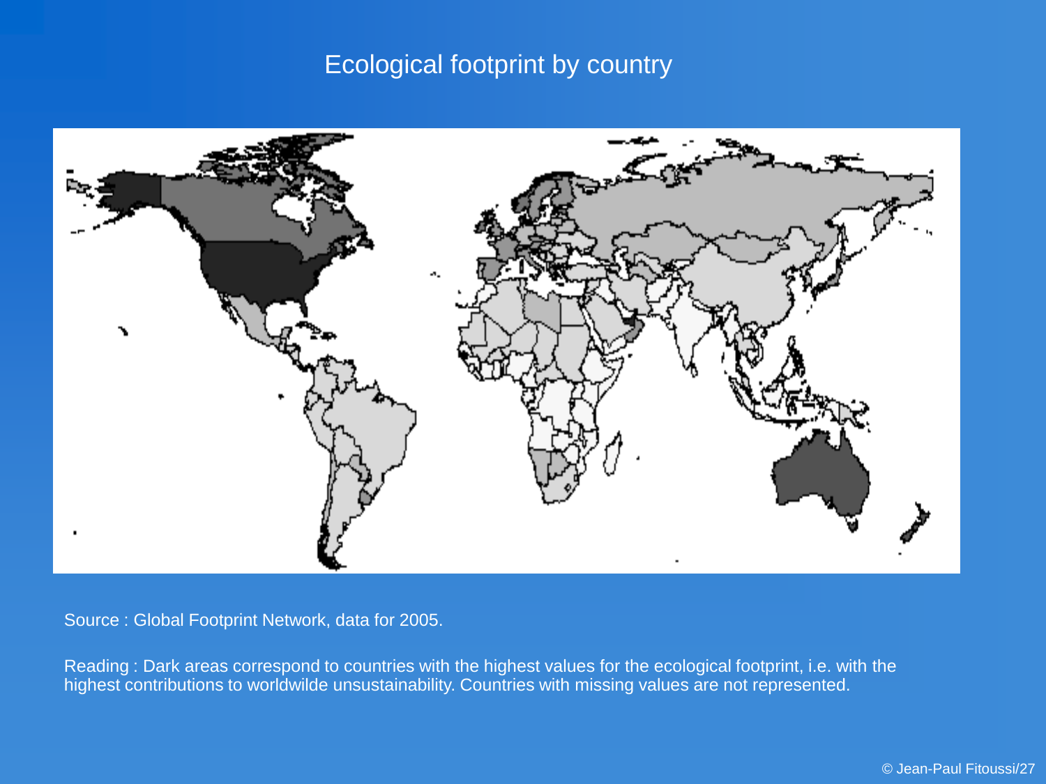# Ecological footprint by country

Source : Global Footprint Network, data for 2005.

Reading : Dark areas correspond to countries with the highest values for the ecological footprint, i.e. with the highest contributions to worldwilde unsustainability. Countries with missing values are not represented.